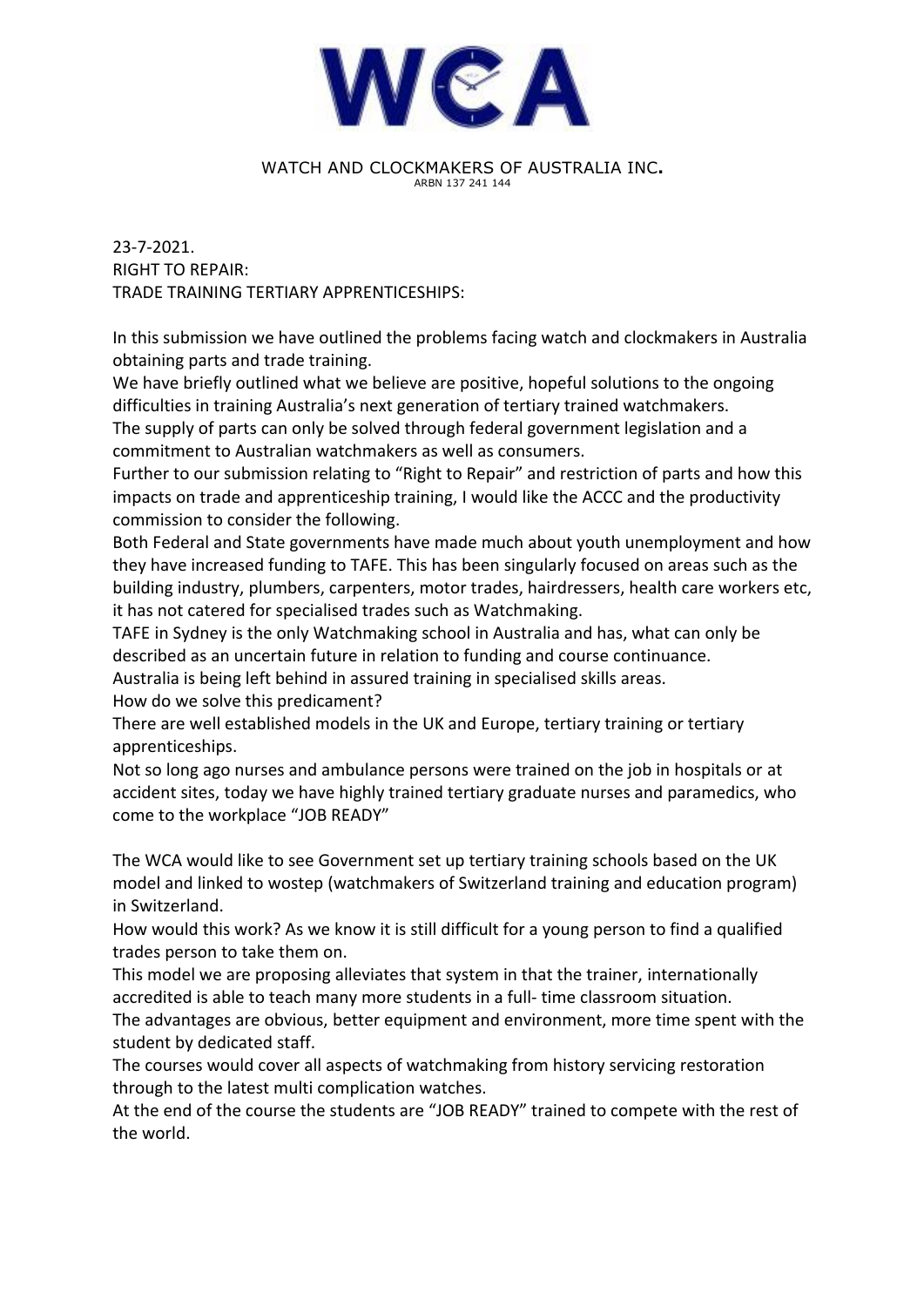WCA

WATCH AND CLOCKMAKERS OF AUSTRALIA INC.
ARBN 137 241 144

23-7-2021.
RIGHT TO REPAIR:
TRADE TRAINING TERTIARY APPRENTICESHIPS:

In this submission we have outlined the problems facing watch and clockmakers in Australia obtaining parts and trade training.
We have briefly outlined what we believe are positive, hopeful solutions to the ongoing difficulties in training Australia's next generation of tertiary trained watchmakers.
The supply of parts can only be solved through federal government legislation and a commitment to Australian watchmakers as well as consumers.
Further to our submission relating to "Right to Repair" and restriction of parts and how this impacts on trade and apprenticeship training, I would like the ACCC and the productivity commission to consider the following.
Both Federal and State governments have made much about youth unemployment and how they have increased funding to TAFE. This has been singularly focused on areas such as the building industry, plumbers, carpenters, motor trades, hairdressers, health care workers etc, it has not catered for specialised trades such as Watchmaking.
TAFE in Sydney is the only Watchmaking school in Australia and has, what can only be described as an uncertain future in relation to funding and course continuance.
Australia is being left behind in assured training in specialised skills areas.
How do we solve this predicament?
There are well established models in the UK and Europe, tertiary training or tertiary apprenticeships.
Not so long ago nurses and ambulance persons were trained on the job in hospitals or at accident sites, today we have highly trained tertiary graduate nurses and paramedics, who come to the workplace "JOB READY"

The WCA would like to see Government set up tertiary training schools based on the UK model and linked to wostep (watchmakers of Switzerland training and education program) in Switzerland.
How would this work? As we know it is still difficult for a young person to find a qualified trades person to take them on.
This model we are proposing alleviates that system in that the trainer, internationally accredited is able to teach many more students in a full- time classroom situation.
The advantages are obvious, better equipment and environment, more time spent with the student by dedicated staff.
The courses would cover all aspects of watchmaking from history servicing restoration through to the latest multi complication watches.
At the end of the course the students are "JOB READY" trained to compete with the rest of the world.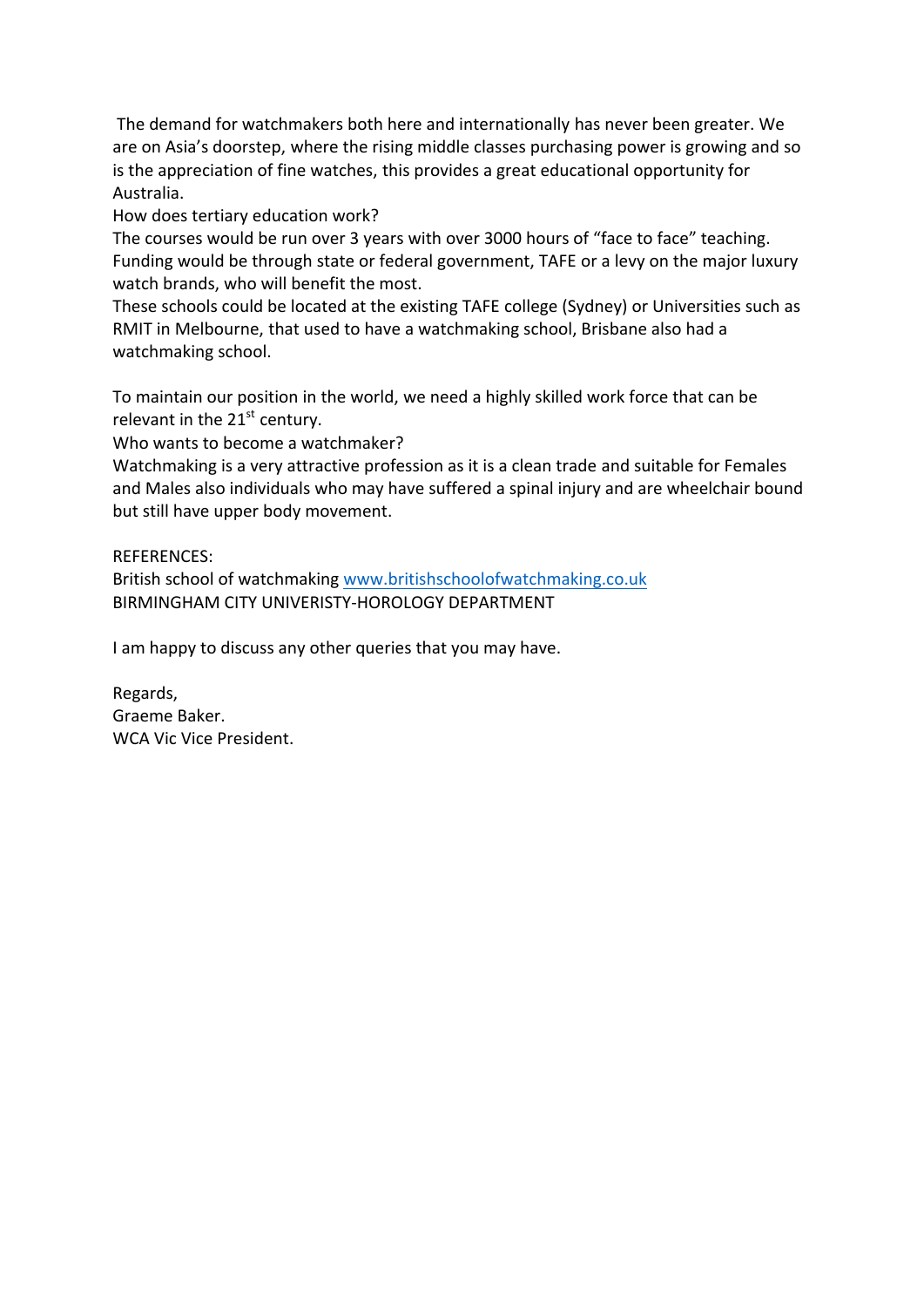The demand for watchmakers both here and internationally has never been greater. We are on Asia's doorstep, where the rising middle classes purchasing power is growing and so is the appreciation of fine watches, this provides a great educational opportunity for Australia.

How does tertiary education work?

The courses would be run over 3 years with over 3000 hours of "face to face" teaching. Funding would be through state or federal government, TAFE or a levy on the major luxury watch brands, who will benefit the most.

These schools could be located at the existing TAFE college (Sydney) or Universities such as RMIT in Melbourne, that used to have a watchmaking school, Brisbane also had a watchmaking school.

To maintain our position in the world, we need a highly skilled work force that can be relevant in the 21st century.

Who wants to become a watchmaker?

Watchmaking is a very attractive profession as it is a clean trade and suitable for Females and Males also individuals who may have suffered a spinal injury and are wheelchair bound but still have upper body movement.

REFERENCES:

British school of watchmaking www.britishschoolofwatchmaking.co.uk

BIRMINGHAM CITY UNIVERISTY-HOROLOGY DEPARTMENT

I am happy to discuss any other queries that you may have.

Regards,

Graeme Baker.

WCA Vic Vice President.